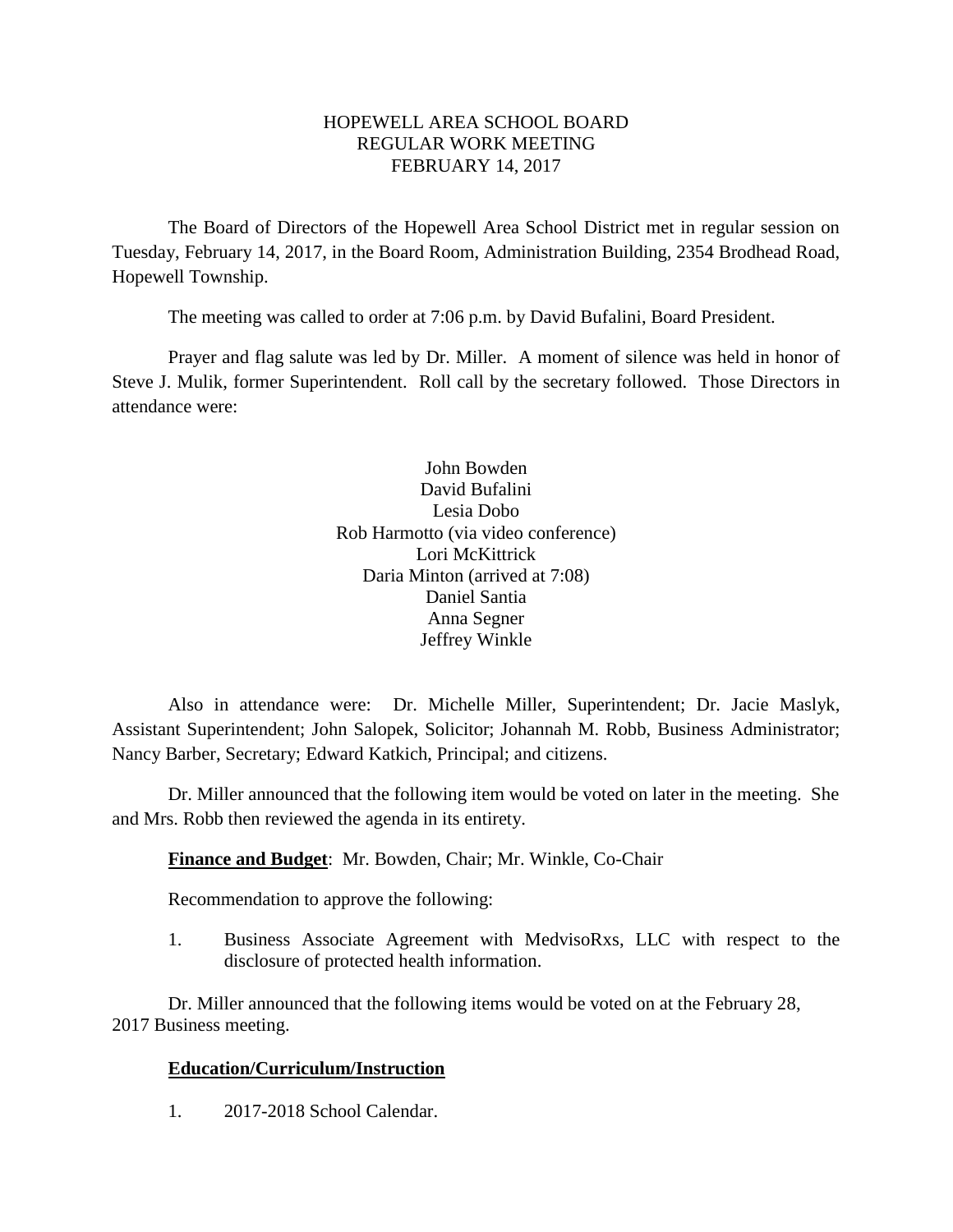# HOPEWELL AREA SCHOOL BOARD
## REGULAR WORK MEETING
## FEBRUARY 14, 2017

The Board of Directors of the Hopewell Area School District met in regular session on Tuesday, February 14, 2017, in the Board Room, Administration Building, 2354 Brodhead Road, Hopewell Township.

The meeting was called to order at 7:06 p.m. by David Bufalini, Board President.

Prayer and flag salute was led by Dr. Miller. A moment of silence was held in honor of Steve J. Mulik, former Superintendent. Roll call by the secretary followed. Those Directors in attendance were:

John Bowden
David Bufalini
Lesia Dobo
Rob Harmotto (via video conference)
Lori McKittrick
Daria Minton (arrived at 7:08)
Daniel Santia
Anna Segner
Jeffrey Winkle

Also in attendance were: Dr. Michelle Miller, Superintendent; Dr. Jacie Maslyk, Assistant Superintendent; John Salopek, Solicitor; Johannah M. Robb, Business Administrator; Nancy Barber, Secretary; Edward Katkich, Principal; and citizens.

Dr. Miller announced that the following item would be voted on later in the meeting. She and Mrs. Robb then reviewed the agenda in its entirety.

**Finance and Budget**: Mr. Bowden, Chair; Mr. Winkle, Co-Chair

Recommendation to approve the following:

1. Business Associate Agreement with MedvisoRxs, LLC with respect to the disclosure of protected health information.

Dr. Miller announced that the following items would be voted on at the February 28, 2017 Business meeting.

**Education/Curriculum/Instruction**

1. 2017-2018 School Calendar.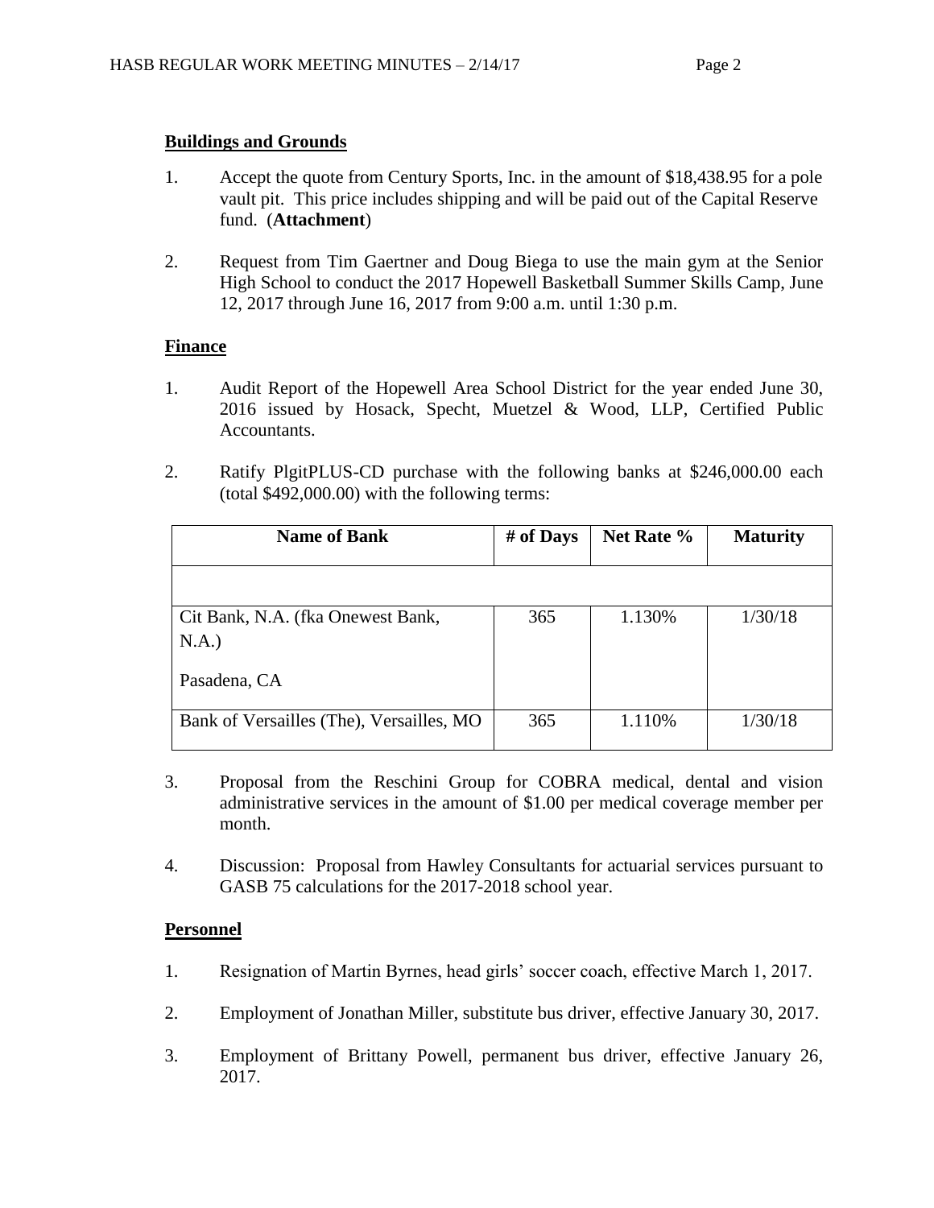**Buildings and Grounds**

1. Accept the quote from Century Sports, Inc. in the amount of $18,438.95 for a pole vault pit. This price includes shipping and will be paid out of the Capital Reserve fund. (**Attachment**)

2. Request from Tim Gaertner and Doug Biega to use the main gym at the Senior High School to conduct the 2017 Hopewell Basketball Summer Skills Camp, June 12, 2017 through June 16, 2017 from 9:00 a.m. until 1:30 p.m.

**Finance**

1. Audit Report of the Hopewell Area School District for the year ended June 30, 2016 issued by Hosack, Specht, Muetzel & Wood, LLP, Certified Public Accountants.

2. Ratify PlgitPLUS-CD purchase with the following banks at $246,000.00 each (total $492,000.00) with the following terms:

| Name of Bank | # of Days | Net Rate % | Maturity |
|---|---|---|---|
| | | | |
| Cit Bank, N.A. (fka Onewest Bank, N.A.) Pasadena, CA | 365 | 1.130% | 1/30/18 |
| Bank of Versailles (The), Versailles, MO | 365 | 1.110% | 1/30/18 |

3. Proposal from the Reschini Group for COBRA medical, dental and vision administrative services in the amount of $1.00 per medical coverage member per month.

4. Discussion: Proposal from Hawley Consultants for actuarial services pursuant to GASB 75 calculations for the 2017-2018 school year.

**Personnel**

1. Resignation of Martin Byrnes, head girls' soccer coach, effective March 1, 2017.

2. Employment of Jonathan Miller, substitute bus driver, effective January 30, 2017.

3. Employment of Brittany Powell, permanent bus driver, effective January 26, 2017.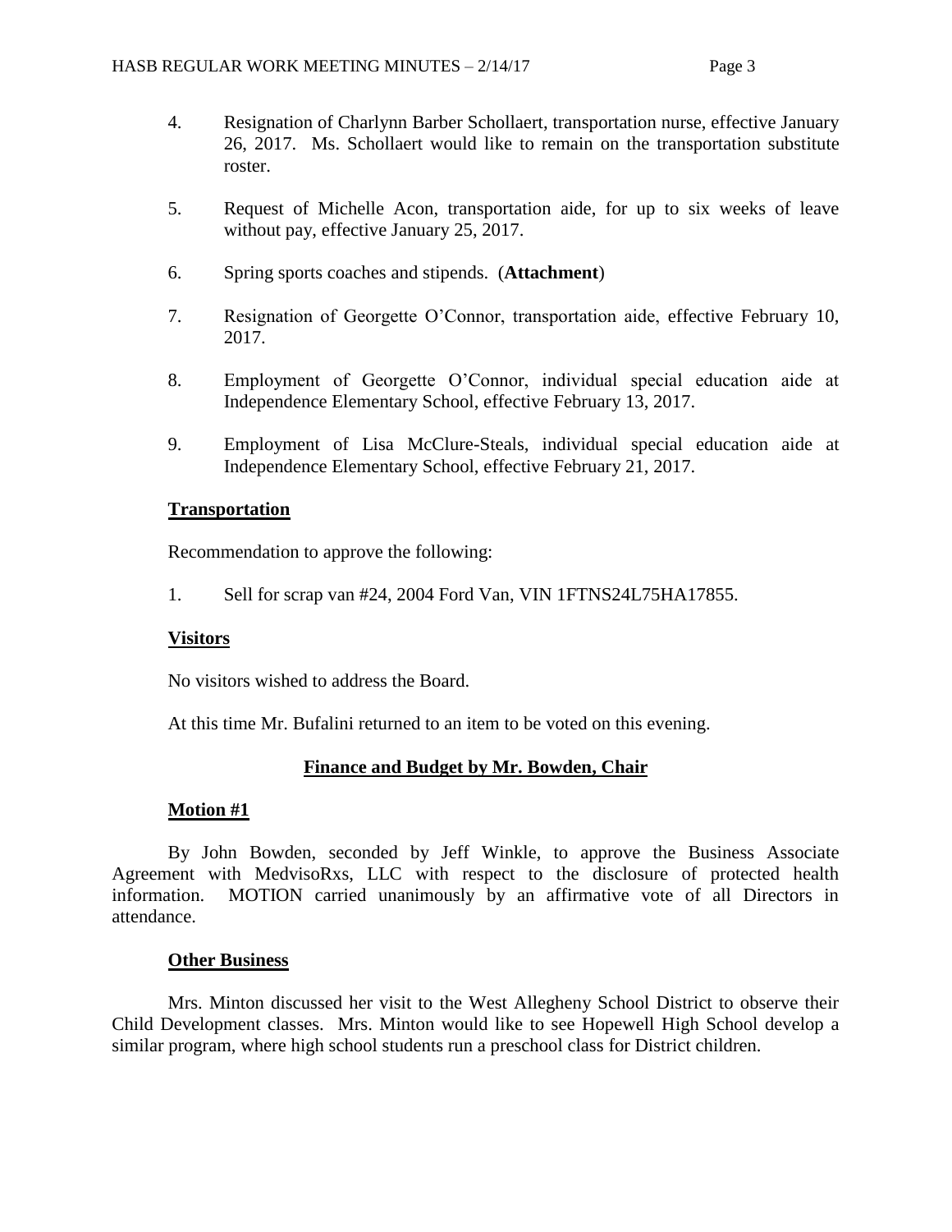4. Resignation of Charlynn Barber Schollaert, transportation nurse, effective January 26, 2017. Ms. Schollaert would like to remain on the transportation substitute roster.

5. Request of Michelle Acon, transportation aide, for up to six weeks of leave without pay, effective January 25, 2017.

6. Spring sports coaches and stipends. (**Attachment**)

7. Resignation of Georgette O'Connor, transportation aide, effective February 10, 2017.

8. Employment of Georgette O'Connor, individual special education aide at Independence Elementary School, effective February 13, 2017.

9. Employment of Lisa McClure-Steals, individual special education aide at Independence Elementary School, effective February 21, 2017.

**Transportation**

Recommendation to approve the following:

1. Sell for scrap van #24, 2004 Ford Van, VIN 1FTNS24L75HA17855.

**Visitors**

No visitors wished to address the Board.

At this time Mr. Bufalini returned to an item to be voted on this evening.

**Finance and Budget by Mr. Bowden, Chair**

**Motion #1**

By John Bowden, seconded by Jeff Winkle, to approve the Business Associate Agreement with MedvisoRxs, LLC with respect to the disclosure of protected health information. MOTION carried unanimously by an affirmative vote of all Directors in attendance.

**Other Business**

Mrs. Minton discussed her visit to the West Allegheny School District to observe their Child Development classes. Mrs. Minton would like to see Hopewell High School develop a similar program, where high school students run a preschool class for District children.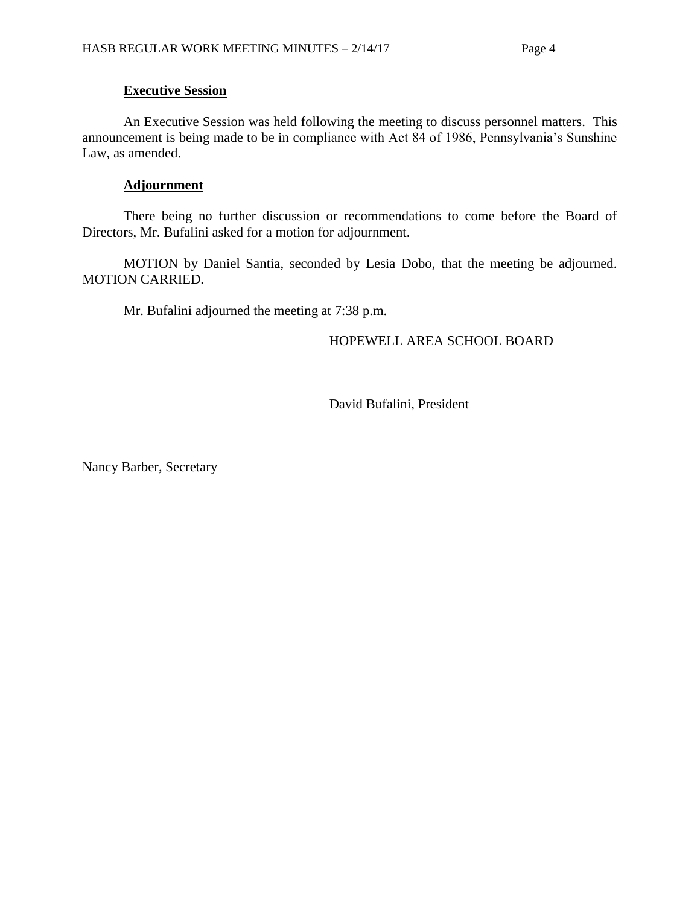**Executive Session**

An Executive Session was held following the meeting to discuss personnel matters. This announcement is being made to be in compliance with Act 84 of 1986, Pennsylvania's Sunshine Law, as amended.

**Adjournment**

There being no further discussion or recommendations to come before the Board of Directors, Mr. Bufalini asked for a motion for adjournment.

MOTION by Daniel Santia, seconded by Lesia Dobo, that the meeting be adjourned. MOTION CARRIED.

Mr. Bufalini adjourned the meeting at 7:38 p.m.

HOPEWELL AREA SCHOOL BOARD

David Bufalini, President

Nancy Barber, Secretary